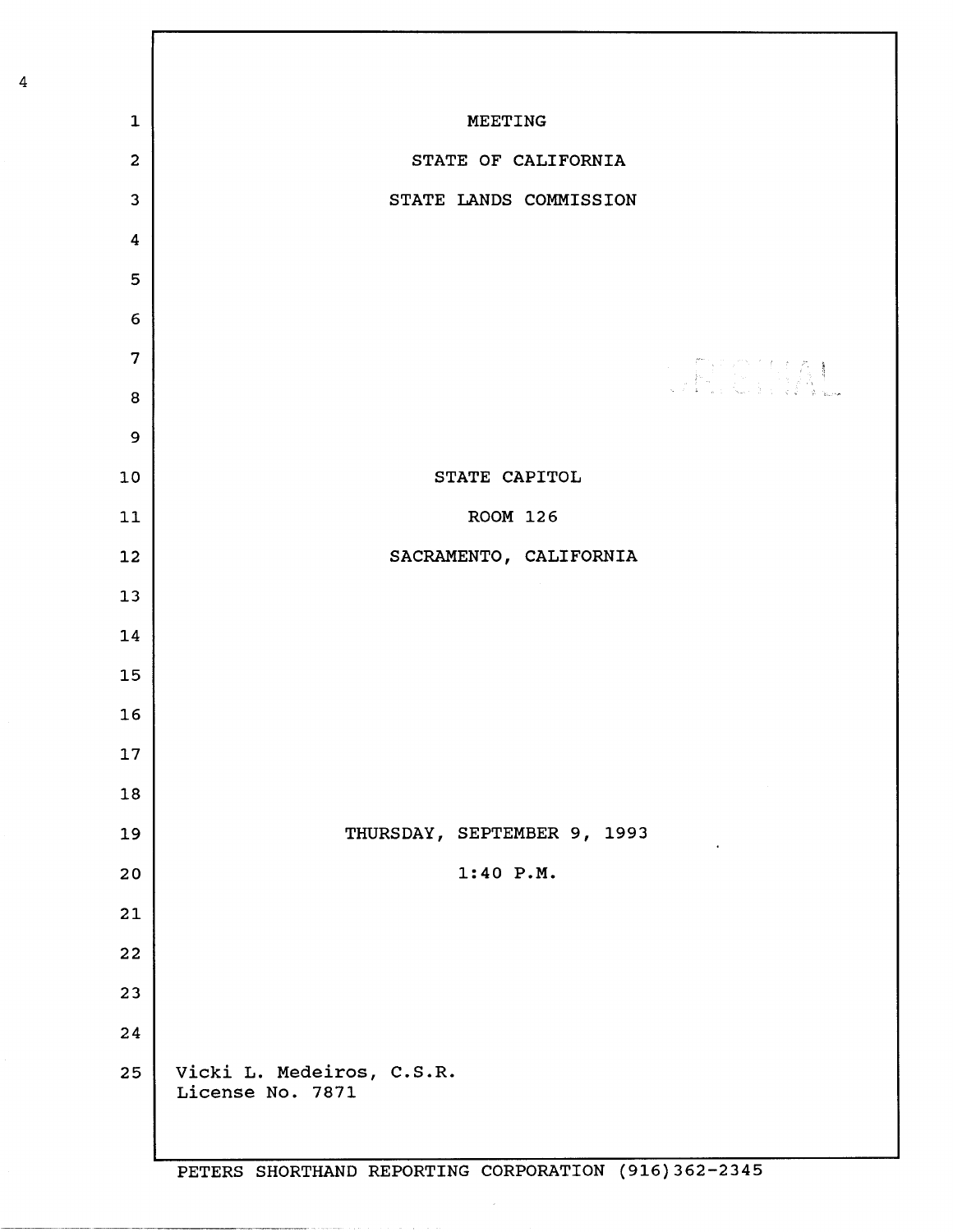MEETING

STATE OF CALIFORNIA

STATE LANDS COMMISSION

STATE CAPITOL

ROOM 126

SACRAMENTO, CALIFORNIA

THURSDAY, SEPTEMBER 9, 1993

1:40 P.M.

Vicki L. Medeiros, C.S.R.
License No. 7871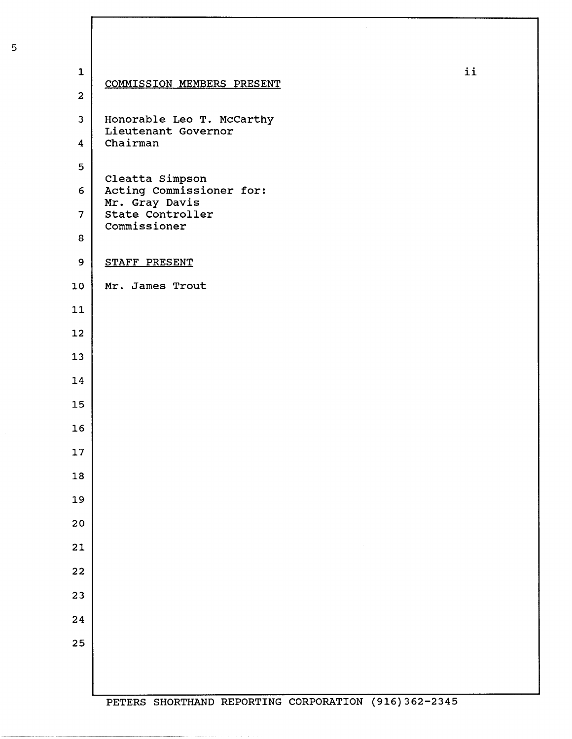COMMISSION MEMBERS PRESENT

Honorable Leo T. McCarthy
Lieutenant Governor
Chairman

Cleatta Simpson
Acting Commissioner for:
Mr. Gray Davis
State Controller
Commissioner

STAFF PRESENT

Mr. James Trout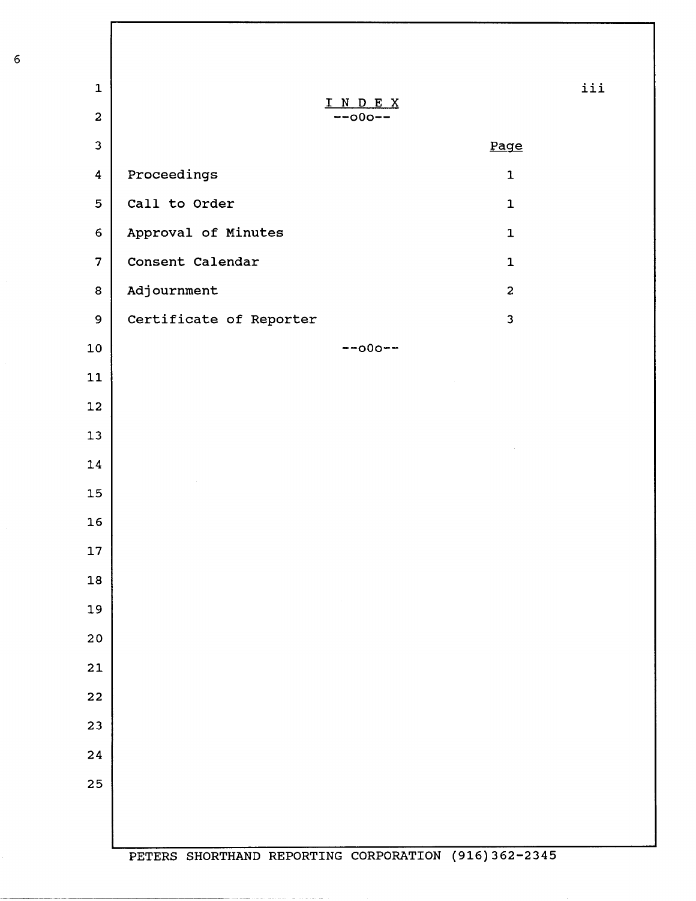# INDEX

--oOo--

| | Page |
|---|---|
| Proceedings | 1 |
| Call to Order | 1 |
| Approval of Minutes | 1 |
| Consent Calendar | 1 |
| Adjournment | 2 |
| Certificate of Reporter | 3 |

--oOo--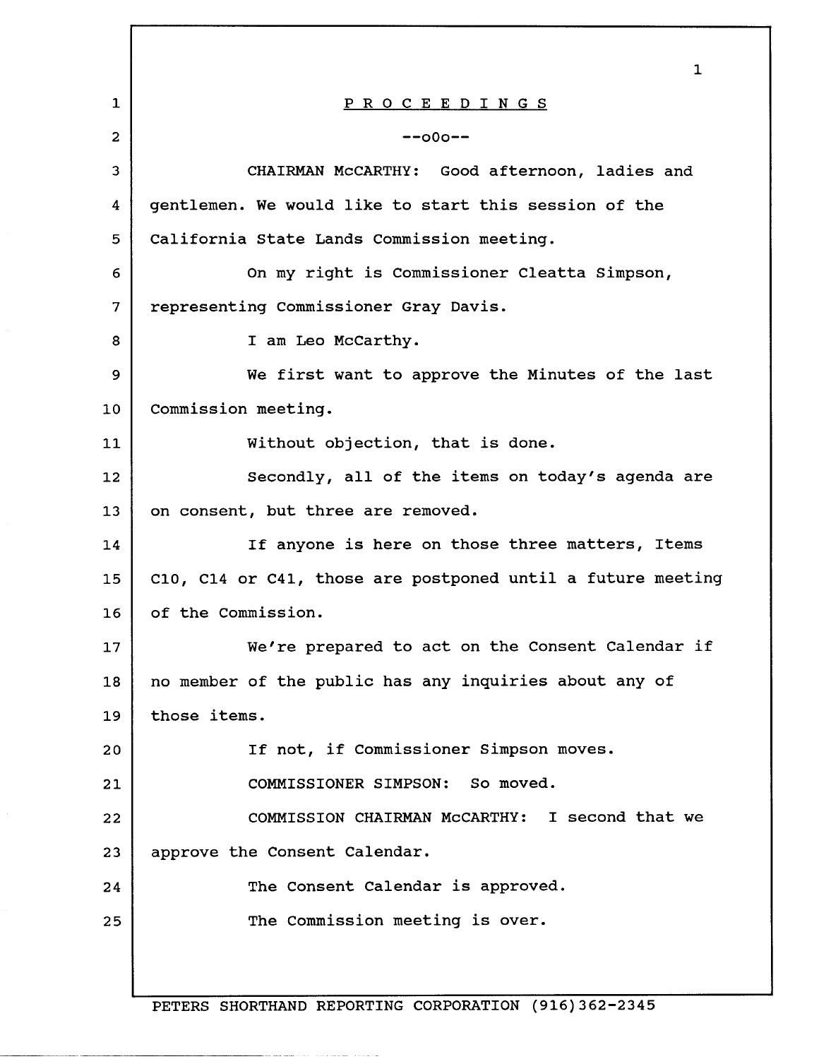## PROCEEDINGS

--oOo--

CHAIRMAN McCARTHY: Good afternoon, ladies and gentlemen. We would like to start this session of the California State Lands Commission meeting.

On my right is Commissioner Cleatta Simpson, representing Commissioner Gray Davis.

I am Leo McCarthy.

We first want to approve the Minutes of the last Commission meeting.

Without objection, that is done.

Secondly, all of the items on today's agenda are on consent, but three are removed.

If anyone is here on those three matters, Items C10, C14 or C41, those are postponed until a future meeting of the Commission.

We're prepared to act on the Consent Calendar if no member of the public has any inquiries about any of those items.

If not, if Commissioner Simpson moves.

COMMISSIONER SIMPSON: So moved.

COMMISSION CHAIRMAN McCARTHY: I second that we approve the Consent Calendar.

The Consent Calendar is approved.

The Commission meeting is over.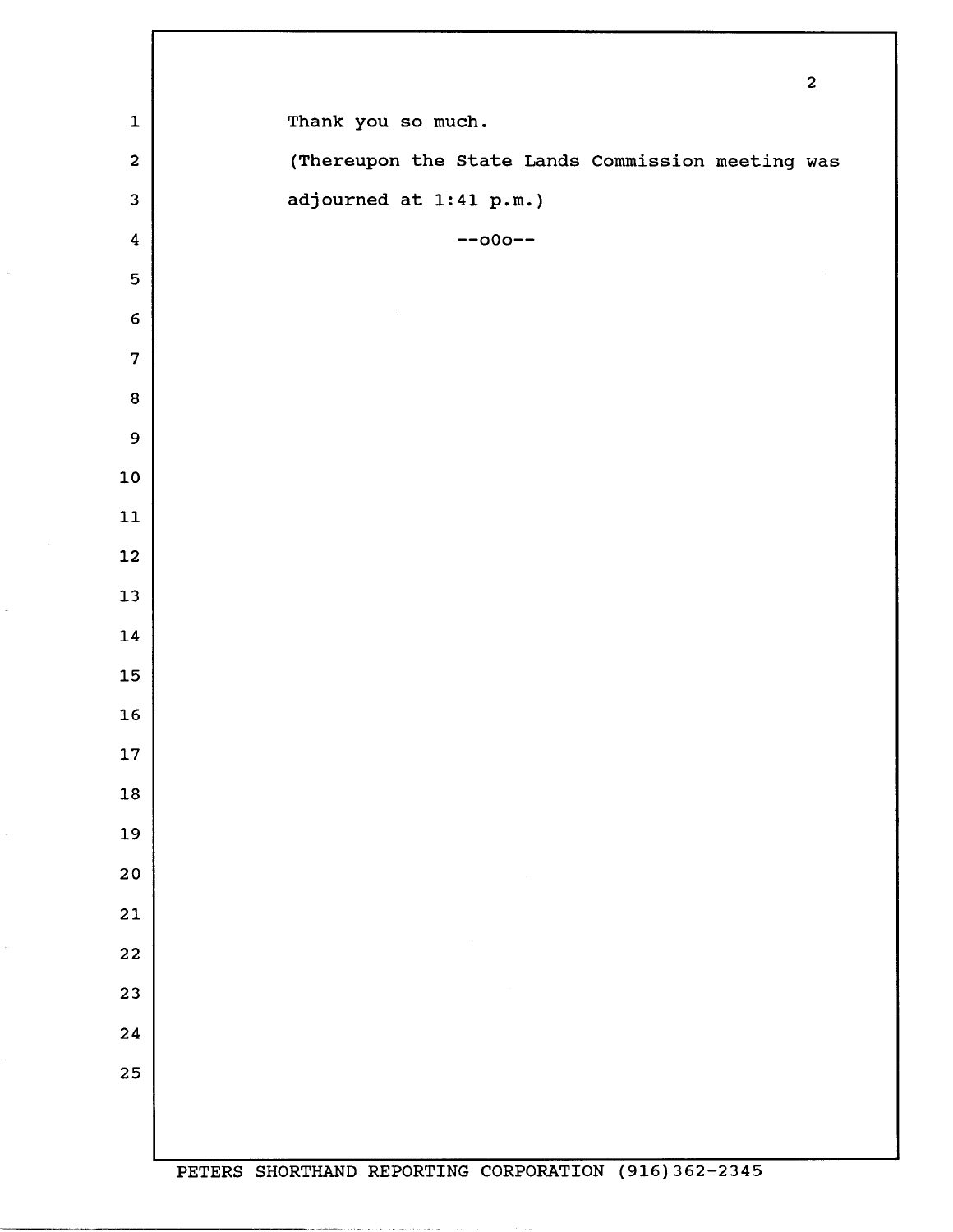Thank you so much.

(Thereupon the State Lands Commission meeting was adjourned at 1:41 p.m.)

--oOo--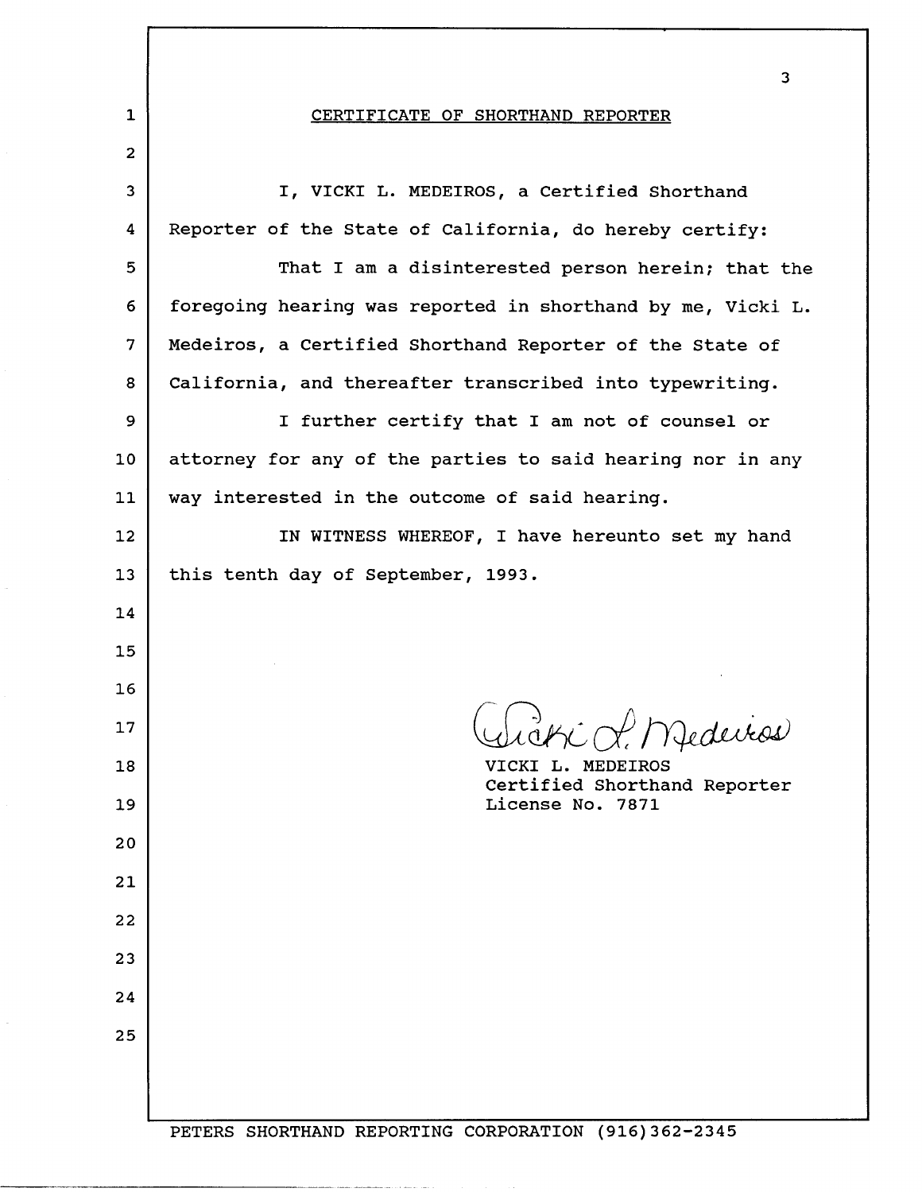# CERTIFICATE OF SHORTHAND REPORTER

I, VICKI L. MEDEIROS, a Certified Shorthand Reporter of the State of California, do hereby certify:

That I am a disinterested person herein; that the foregoing hearing was reported in shorthand by me, Vicki L. Medeiros, a Certified Shorthand Reporter of the State of California, and thereafter transcribed into typewriting.

I further certify that I am not of counsel or attorney for any of the parties to said hearing nor in any way interested in the outcome of said hearing.

IN WITNESS WHEREOF, I have hereunto set my hand this tenth day of September, 1993.

Vicki L. Medeiros

VICKI L. MEDEIROS
Certified Shorthand Reporter
License No. 7871

PETERS SHORTHAND REPORTING CORPORATION (916)362-2345